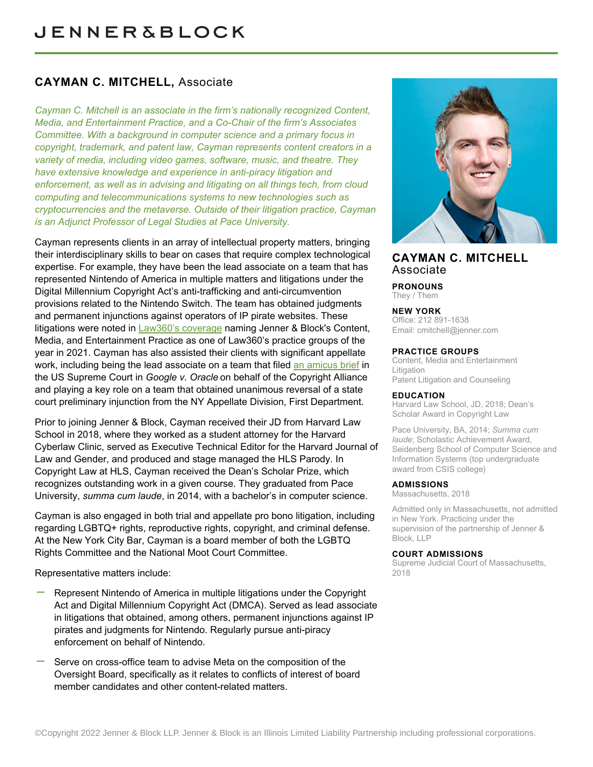# JENNER&BLOCK

## CAYMAN C. MITCHELL, Associate

*Cayman C. Mitchell is an associate in the firm's nationally recognized Content, Media, and Entertainment Practice, and a Co-Chair of the firm's Associates Committee. With a background in computer science and a primary focus in copyright, trademark, and patent law, Cayman represents content creators in a variety of media, including video games, software, music, and theatre. They have extensive knowledge and experience in anti-piracy litigation and enforcement, as well as in advising and litigating on all things tech, from cloud computing and telecommunications systems to new technologies such as cryptocurrencies and the metaverse. Outside of their litigation practice, Cayman is an Adjunct Professor of Legal Studies at Pace University.*

Cayman represents clients in an array of intellectual property matters, bringing their interdisciplinary skills to bear on cases that require complex technological expertise. For example, they have been the lead associate on a team that has represented Nintendo of America in multiple matters and litigations under the Digital Millennium Copyright Act's anti-trafficking and anti-circumvention provisions related to the Nintendo Switch. The team has obtained judgments and permanent injunctions against operators of IP pirate websites. These litigations were noted in Law360's coverage naming Jenner & Block's Content, Media, and Entertainment Practice as one of Law360's practice groups of the year in 2021. Cayman has also assisted their clients with significant appellate work, including being the lead associate on a team that filed an amicus brief in the US Supreme Court in *Google v. Oracle* on behalf of the Copyright Alliance and playing a key role on a team that obtained unanimous reversal of a state court preliminary injunction from the NY Appellate Division, First Department.

Prior to joining Jenner & Block, Cayman received their JD from Harvard Law School in 2018, where they worked as a student attorney for the Harvard Cyberlaw Clinic, served as Executive Technical Editor for the Harvard Journal of Law and Gender, and produced and stage managed the HLS Parody. In Copyright Law at HLS, Cayman received the Dean's Scholar Prize, which recognizes outstanding work in a given course. They graduated from Pace University, *summa cum laude*, in 2014, with a bachelor's in computer science.

Cayman is also engaged in both trial and appellate pro bono litigation, including regarding LGBTQ+ rights, reproductive rights, copyright, and criminal defense. At the New York City Bar, Cayman is a board member of both the LGBTQ Rights Committee and the National Moot Court Committee.

Representative matters include:

- Represent Nintendo of America in multiple litigations under the Copyright Act and Digital Millennium Copyright Act (DMCA). Served as lead associate in litigations that obtained, among others, permanent injunctions against IP pirates and judgments for Nintendo. Regularly pursue anti-piracy enforcement on behalf of Nintendo.
- Serve on cross-office team to advise Meta on the composition of the Oversight Board, specifically as it relates to conflicts of interest of board member candidates and other content-related matters.

## CAYMAN C. MITCHELL
Associate

**PRONOUNS**
They / Them

**NEW YORK**
Office: 212 891-1638
Email: cmitchell@jenner.com

**PRACTICE GROUPS**
Content, Media and Entertainment
Litigation
Patent Litigation and Counseling

**EDUCATION**
Harvard Law School, JD, 2018; Dean's Scholar Award in Copyright Law

Pace University, BA, 2014; *Summa cum laude*; Scholastic Achievement Award, Seidenberg School of Computer Science and Information Systems (top undergraduate award from CSIS college)

**ADMISSIONS**
Massachusetts, 2018

Admitted only in Massachusetts, not admitted in New York. Practicing under the supervision of the partnership of Jenner & Block, LLP

**COURT ADMISSIONS**
Supreme Judicial Court of Massachusetts, 2018

©Copyright 2022 Jenner & Block LLP. Jenner & Block is an Illinois Limited Liability Partnership including professional corporations.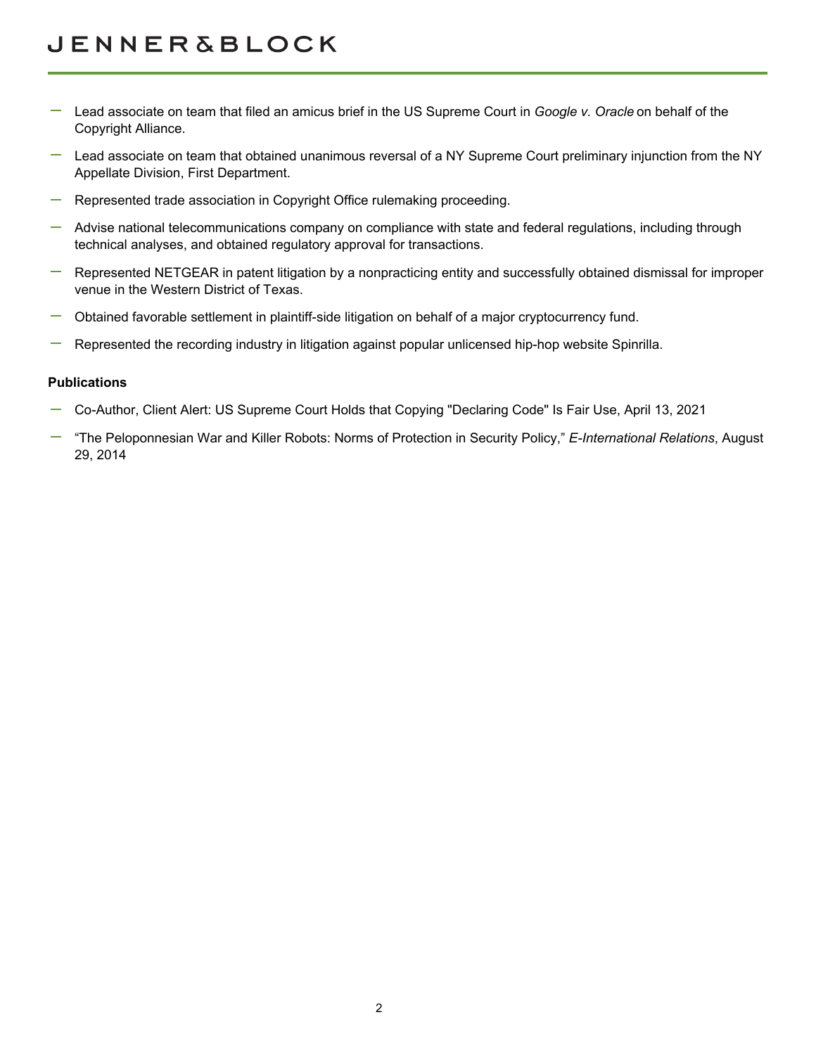- Lead associate on team that filed an amicus brief in the US Supreme Court in *Google v. Oracle* on behalf of the Copyright Alliance.
- Lead associate on team that obtained unanimous reversal of a NY Supreme Court preliminary injunction from the NY Appellate Division, First Department.
- Represented trade association in Copyright Office rulemaking proceeding.
- Advise national telecommunications company on compliance with state and federal regulations, including through technical analyses, and obtained regulatory approval for transactions.
- Represented NETGEAR in patent litigation by a nonpracticing entity and successfully obtained dismissal for improper venue in the Western District of Texas.
- Obtained favorable settlement in plaintiff-side litigation on behalf of a major cryptocurrency fund.
- Represented the recording industry in litigation against popular unlicensed hip-hop website Spinrilla.

**Publications**

- Co-Author, Client Alert: US Supreme Court Holds that Copying "Declaring Code" Is Fair Use, April 13, 2021
- "The Peloponnesian War and Killer Robots: Norms of Protection in Security Policy," *E-International Relations*, August 29, 2014